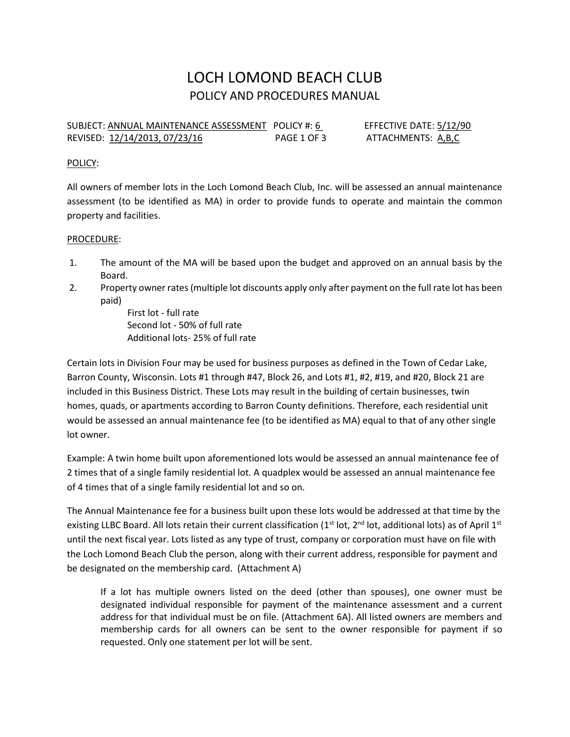# LOCH LOMOND BEACH CLUB

## POLICY AND PROCEDURES MANUAL

SUBJECT: ANNUAL MAINTENANCE ASSESSMENT POLICY #: 6 EFFECTIVE DATE: 5/12/90
REVISED: 12/14/2013, 07/23/16 PAGE 1 OF 3 ATTACHMENTS: A,B,C

POLICY:

All owners of member lots in the Loch Lomond Beach Club, Inc. will be assessed an annual maintenance assessment (to be identified as MA) in order to provide funds to operate and maintain the common property and facilities.

PROCEDURE:

1. The amount of the MA will be based upon the budget and approved on an annual basis by the Board.
2. Property owner rates (multiple lot discounts apply only after payment on the full rate lot has been paid)
   - First lot - full rate
   - Second lot - 50% of full rate
   - Additional lots- 25% of full rate

Certain lots in Division Four may be used for business purposes as defined in the Town of Cedar Lake, Barron County, Wisconsin. Lots #1 through #47, Block 26, and Lots #1, #2, #19, and #20, Block 21 are included in this Business District. These Lots may result in the building of certain businesses, twin homes, quads, or apartments according to Barron County definitions. Therefore, each residential unit would be assessed an annual maintenance fee (to be identified as MA) equal to that of any other single lot owner.

Example: A twin home built upon aforementioned lots would be assessed an annual maintenance fee of 2 times that of a single family residential lot. A quadplex would be assessed an annual maintenance fee of 4 times that of a single family residential lot and so on.

The Annual Maintenance fee for a business built upon these lots would be addressed at that time by the existing LLBC Board. All lots retain their current classification (1st lot, 2nd lot, additional lots) as of April 1st until the next fiscal year. Lots listed as any type of trust, company or corporation must have on file with the Loch Lomond Beach Club the person, along with their current address, responsible for payment and be designated on the membership card. (Attachment A)

> If a lot has multiple owners listed on the deed (other than spouses), one owner must be designated individual responsible for payment of the maintenance assessment and a current address for that individual must be on file. (Attachment 6A). All listed owners are members and membership cards for all owners can be sent to the owner responsible for payment if so requested. Only one statement per lot will be sent.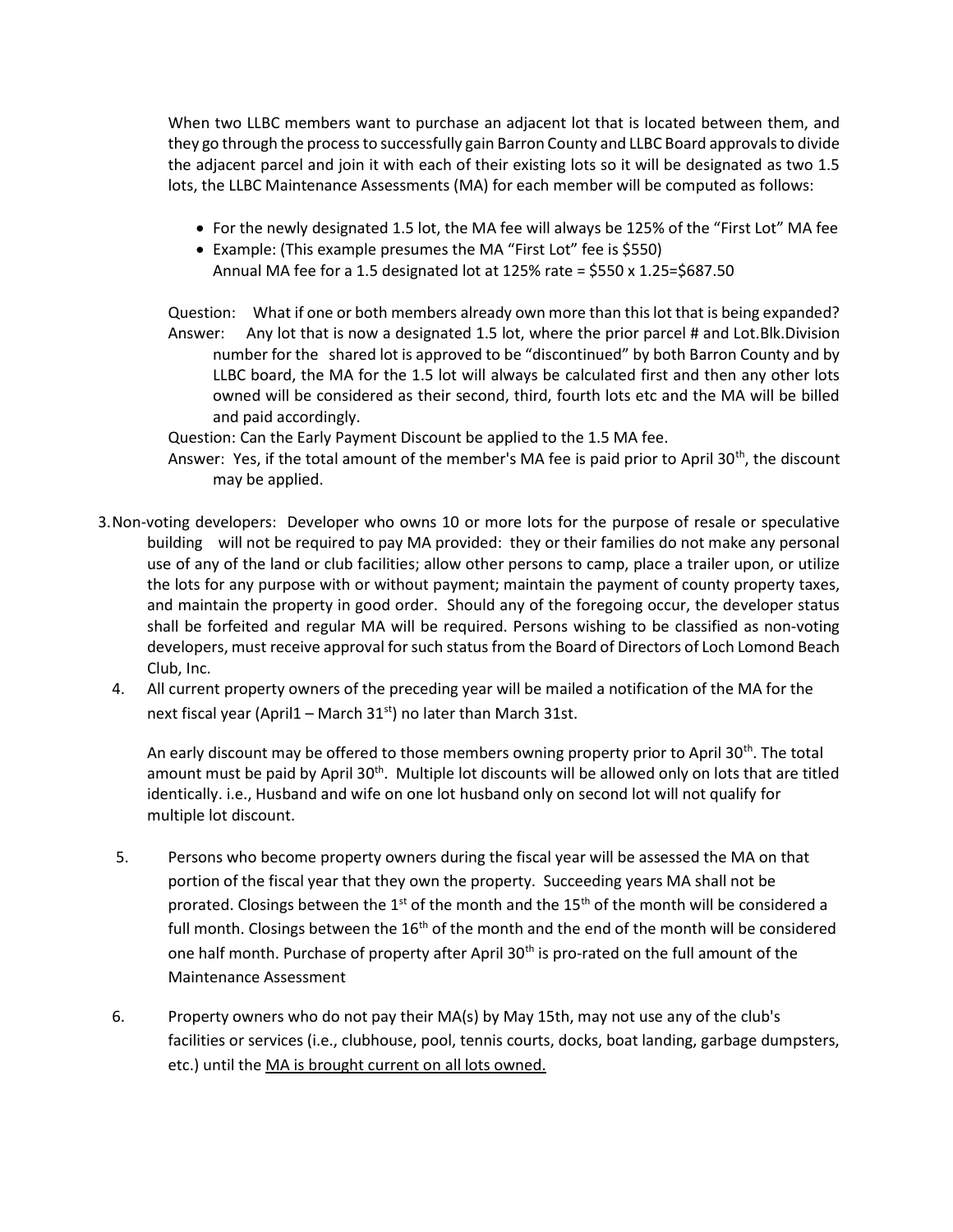When two LLBC members want to purchase an adjacent lot that is located between them, and they go through the process to successfully gain Barron County and LLBC Board approvals to divide the adjacent parcel and join it with each of their existing lots so it will be designated as two 1.5 lots, the LLBC Maintenance Assessments (MA) for each member will be computed as follows:

- For the newly designated 1.5 lot, the MA fee will always be 125% of the "First Lot" MA fee
- Example: (This example presumes the MA "First Lot" fee is $550)
  Annual MA fee for a 1.5 designated lot at 125% rate = $550 x 1.25=$687.50

Question: What if one or both members already own more than this lot that is being expanded?

Answer: Any lot that is now a designated 1.5 lot, where the prior parcel # and Lot.Blk.Division number for the shared lot is approved to be "discontinued" by both Barron County and by LLBC board, the MA for the 1.5 lot will always be calculated first and then any other lots owned will be considered as their second, third, fourth lots etc and the MA will be billed and paid accordingly.

Question: Can the Early Payment Discount be applied to the 1.5 MA fee.

Answer: Yes, if the total amount of the member's MA fee is paid prior to April 30th, the discount may be applied.

3. Non-voting developers: Developer who owns 10 or more lots for the purpose of resale or speculative building will not be required to pay MA provided: they or their families do not make any personal use of any of the land or club facilities; allow other persons to camp, place a trailer upon, or utilize the lots for any purpose with or without payment; maintain the payment of county property taxes, and maintain the property in good order. Should any of the foregoing occur, the developer status shall be forfeited and regular MA will be required. Persons wishing to be classified as non-voting developers, must receive approval for such status from the Board of Directors of Loch Lomond Beach Club, Inc.

4. All current property owners of the preceding year will be mailed a notification of the MA for the next fiscal year (April1 – March 31st) no later than March 31st.

   An early discount may be offered to those members owning property prior to April 30th. The total amount must be paid by April 30th. Multiple lot discounts will be allowed only on lots that are titled identically. i.e., Husband and wife on one lot husband only on second lot will not qualify for multiple lot discount.

5. Persons who become property owners during the fiscal year will be assessed the MA on that portion of the fiscal year that they own the property. Succeeding years MA shall not be prorated. Closings between the 1st of the month and the 15th of the month will be considered a full month. Closings between the 16th of the month and the end of the month will be considered one half month. Purchase of property after April 30th is pro-rated on the full amount of the Maintenance Assessment

6. Property owners who do not pay their MA(s) by May 15th, may not use any of the club's facilities or services (i.e., clubhouse, pool, tennis courts, docks, boat landing, garbage dumpsters, etc.) until the MA is brought current on all lots owned.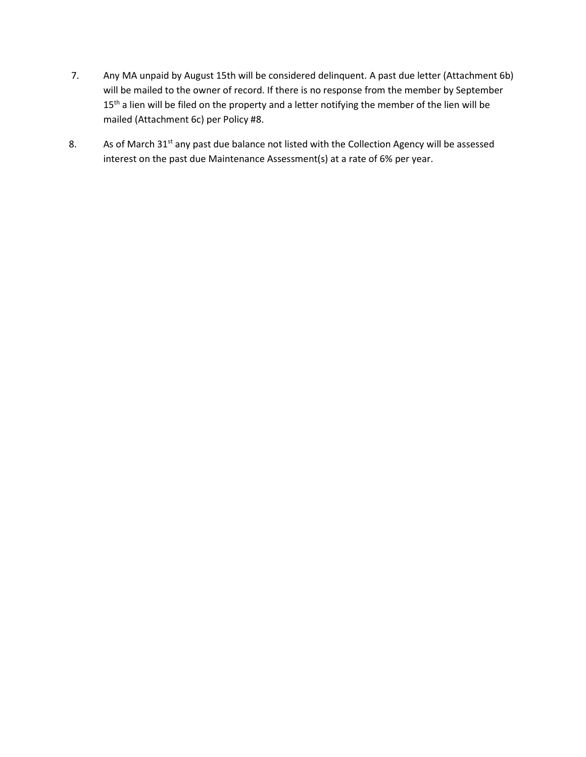7. Any MA unpaid by August 15th will be considered delinquent. A past due letter (Attachment 6b) will be mailed to the owner of record. If there is no response from the member by September 15th a lien will be filed on the property and a letter notifying the member of the lien will be mailed (Attachment 6c) per Policy #8.

8. As of March 31st any past due balance not listed with the Collection Agency will be assessed interest on the past due Maintenance Assessment(s) at a rate of 6% per year.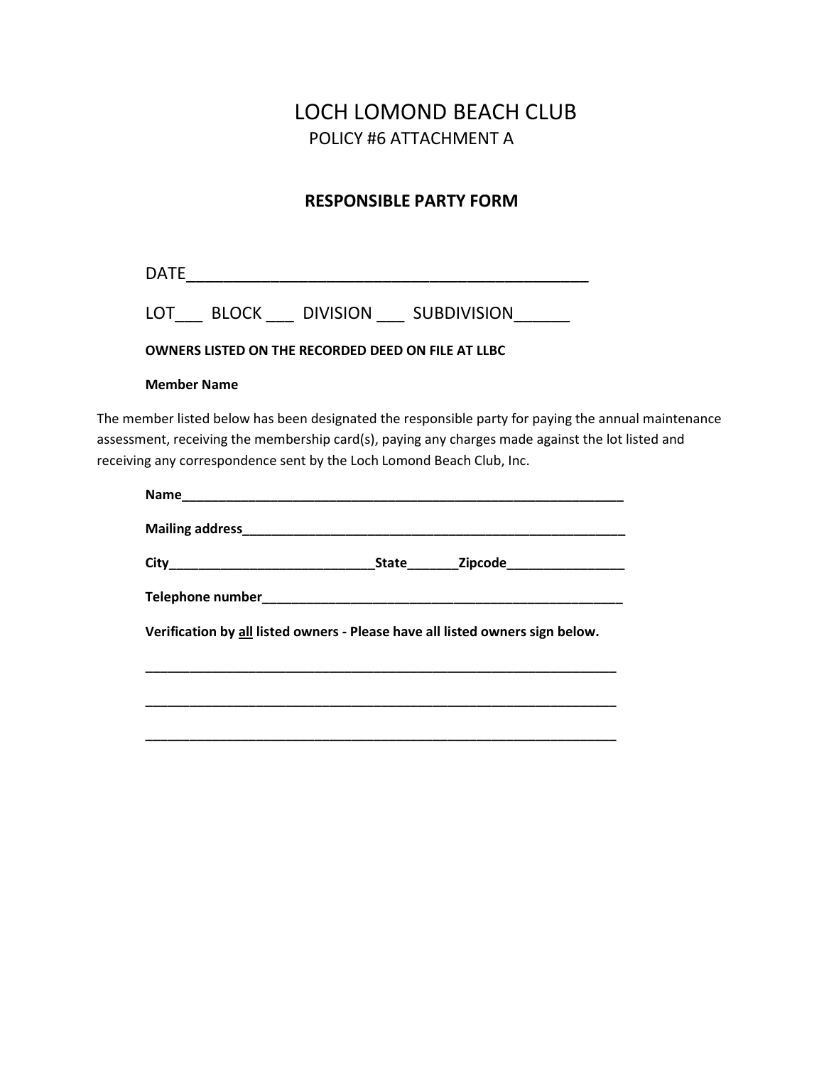# LOCH LOMOND BEACH CLUB

POLICY #6 ATTACHMENT A

## RESPONSIBLE PARTY FORM

DATE_____________________________________________

LOT___ BLOCK ___ DIVISION ___ SUBDIVISION______

**OWNERS LISTED ON THE RECORDED DEED ON FILE AT LLBC**

**Member Name**

The member listed below has been designated the responsible party for paying the annual maintenance assessment, receiving the membership card(s), paying any charges made against the lot listed and receiving any correspondence sent by the Loch Lomond Beach Club, Inc.

**Name**_______________________________________________________________

**Mailing address**_____________________________________________________

**City**____________________________**State**_______**Zipcode**________________

**Telephone number**___________________________________________________

**Verification by <u>all</u> listed owners - Please have all listed owners sign below.**

_________________________________________________________________

_________________________________________________________________

_________________________________________________________________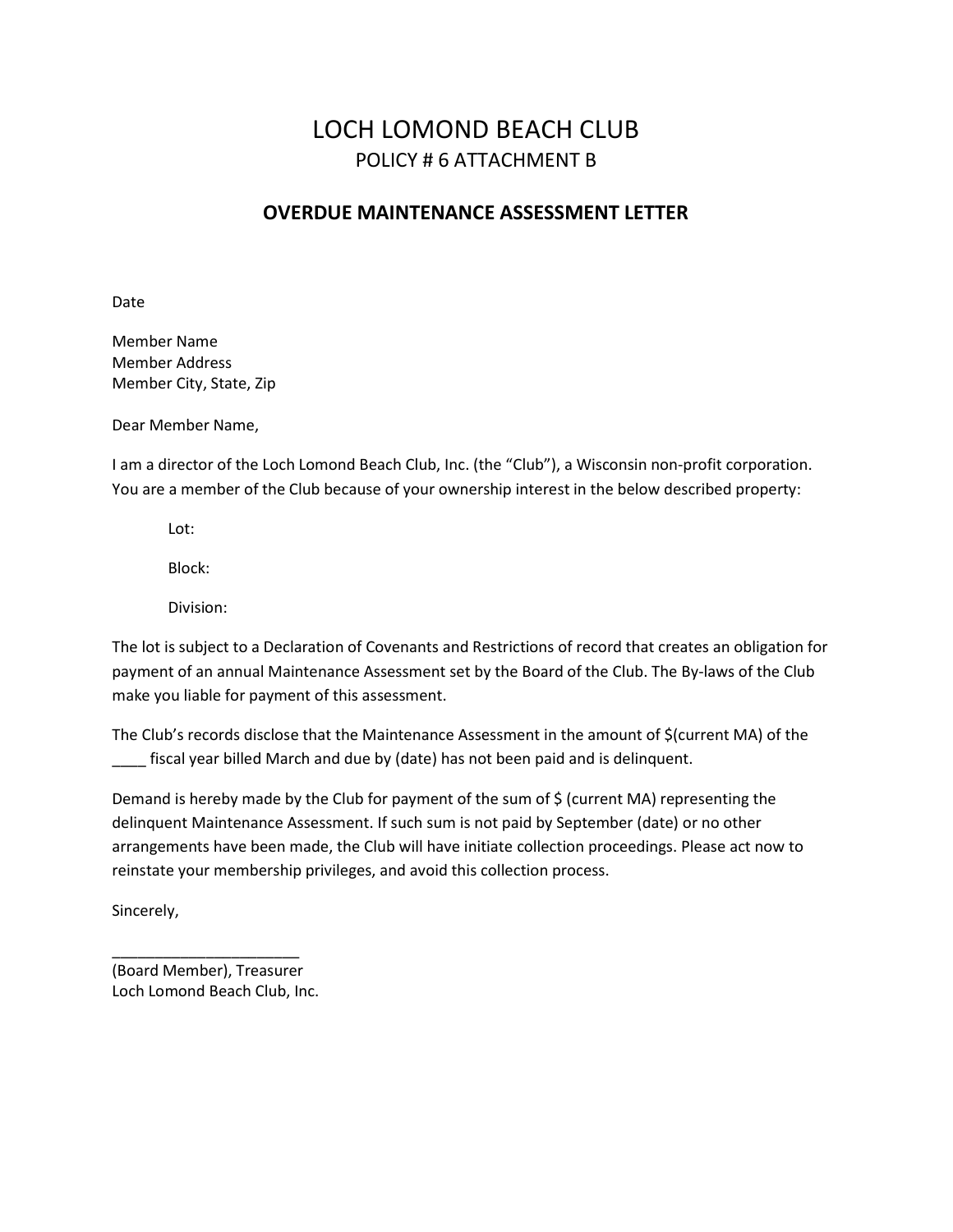# LOCH LOMOND BEACH CLUB

## POLICY # 6 ATTACHMENT B

### OVERDUE MAINTENANCE ASSESSMENT LETTER

Date

Member Name
Member Address
Member City, State, Zip

Dear Member Name,

I am a director of the Loch Lomond Beach Club, Inc. (the "Club"), a Wisconsin non-profit corporation. You are a member of the Club because of your ownership interest in the below described property:

> Lot:
>
> Block:
>
> Division:

The lot is subject to a Declaration of Covenants and Restrictions of record that creates an obligation for payment of an annual Maintenance Assessment set by the Board of the Club. The By-laws of the Club make you liable for payment of this assessment.

The Club's records disclose that the Maintenance Assessment in the amount of $(current MA) of the ____ fiscal year billed March and due by (date) has not been paid and is delinquent.

Demand is hereby made by the Club for payment of the sum of $ (current MA) representing the delinquent Maintenance Assessment. If such sum is not paid by September (date) or no other arrangements have been made, the Club will have initiate collection proceedings. Please act now to reinstate your membership privileges, and avoid this collection process.

Sincerely,

______________________
(Board Member), Treasurer
Loch Lomond Beach Club, Inc.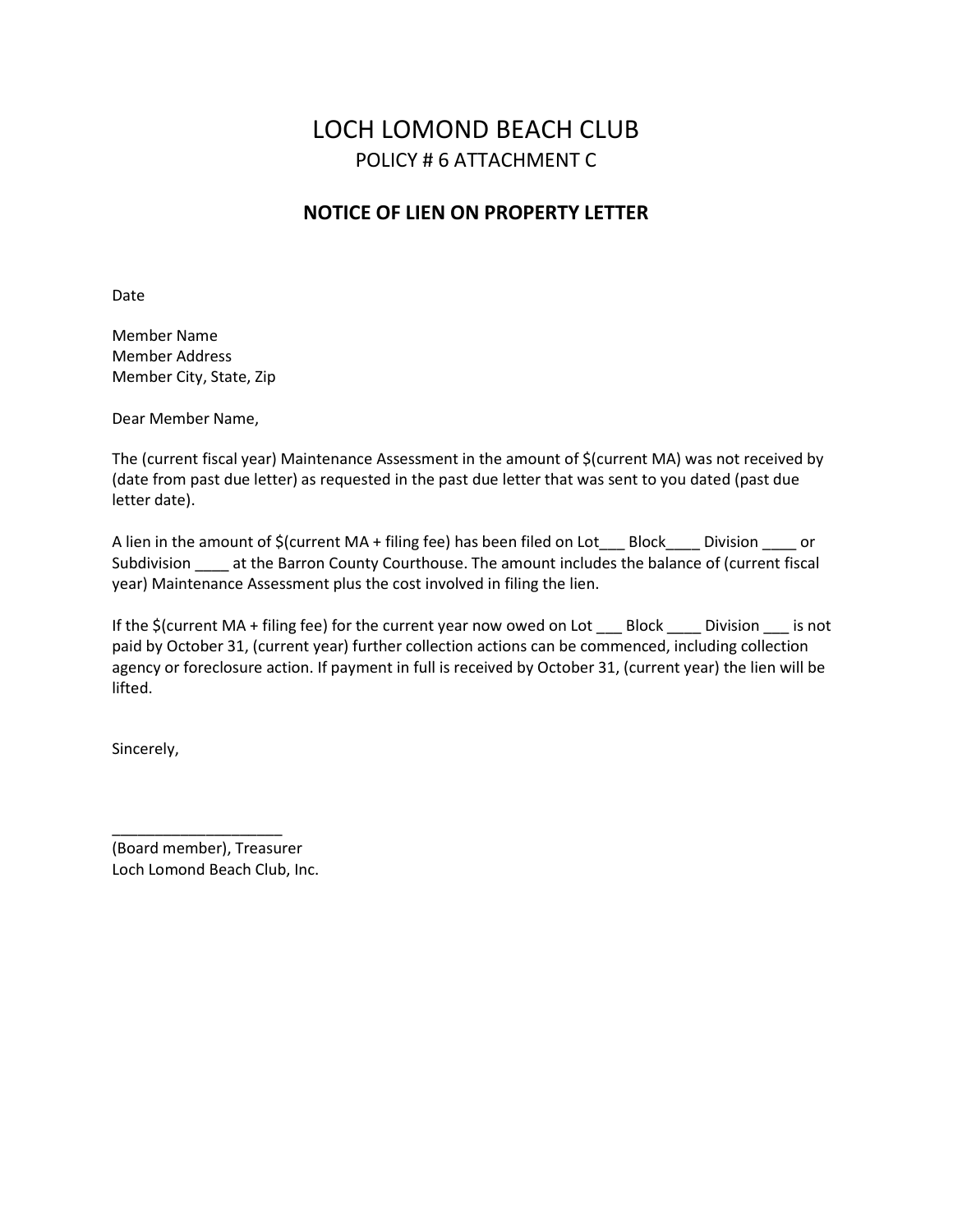# LOCH LOMOND BEACH CLUB

POLICY # 6 ATTACHMENT C

## NOTICE OF LIEN ON PROPERTY LETTER

Date

Member Name
Member Address
Member City, State, Zip

Dear Member Name,

The (current fiscal year) Maintenance Assessment in the amount of $(current MA) was not received by (date from past due letter) as requested in the past due letter that was sent to you dated (past due letter date).

A lien in the amount of $(current MA + filing fee) has been filed on Lot___ Block____ Division ____ or Subdivision ____ at the Barron County Courthouse. The amount includes the balance of (current fiscal year) Maintenance Assessment plus the cost involved in filing the lien.

If the $(current MA + filing fee) for the current year now owed on Lot ___ Block ____ Division ___ is not paid by October 31, (current year) further collection actions can be commenced, including collection agency or foreclosure action. If payment in full is received by October 31, (current year) the lien will be lifted.

Sincerely,

____________________
(Board member), Treasurer
Loch Lomond Beach Club, Inc.